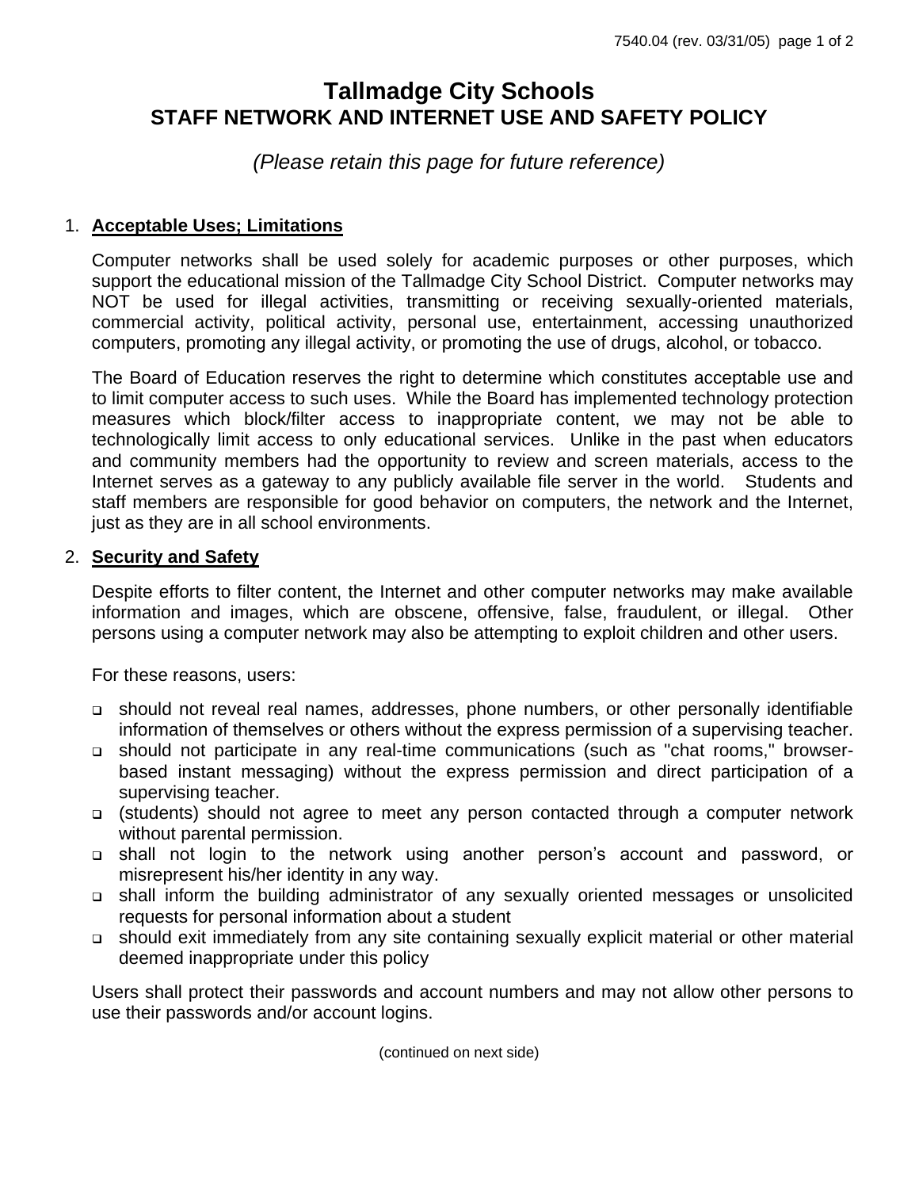# Tallmadge City Schools
## STAFF NETWORK AND INTERNET USE AND SAFETY POLICY

*(Please retain this page for future reference)*

1. **Acceptable Uses; Limitations**

   Computer networks shall be used solely for academic purposes or other purposes, which support the educational mission of the Tallmadge City School District. Computer networks may NOT be used for illegal activities, transmitting or receiving sexually-oriented materials, commercial activity, political activity, personal use, entertainment, accessing unauthorized computers, promoting any illegal activity, or promoting the use of drugs, alcohol, or tobacco.

   The Board of Education reserves the right to determine which constitutes acceptable use and to limit computer access to such uses. While the Board has implemented technology protection measures which block/filter access to inappropriate content, we may not be able to technologically limit access to only educational services. Unlike in the past when educators and community members had the opportunity to review and screen materials, access to the Internet serves as a gateway to any publicly available file server in the world. Students and staff members are responsible for good behavior on computers, the network and the Internet, just as they are in all school environments.

2. **Security and Safety**

   Despite efforts to filter content, the Internet and other computer networks may make available information and images, which are obscene, offensive, false, fraudulent, or illegal. Other persons using a computer network may also be attempting to exploit children and other users.

   For these reasons, users:

   - should not reveal real names, addresses, phone numbers, or other personally identifiable information of themselves or others without the express permission of a supervising teacher.
   - should not participate in any real-time communications (such as "chat rooms," browser-based instant messaging) without the express permission and direct participation of a supervising teacher.
   - (students) should not agree to meet any person contacted through a computer network without parental permission.
   - shall not login to the network using another person's account and password, or misrepresent his/her identity in any way.
   - shall inform the building administrator of any sexually oriented messages or unsolicited requests for personal information about a student
   - should exit immediately from any site containing sexually explicit material or other material deemed inappropriate under this policy

   Users shall protect their passwords and account numbers and may not allow other persons to use their passwords and/or account logins.

(continued on next side)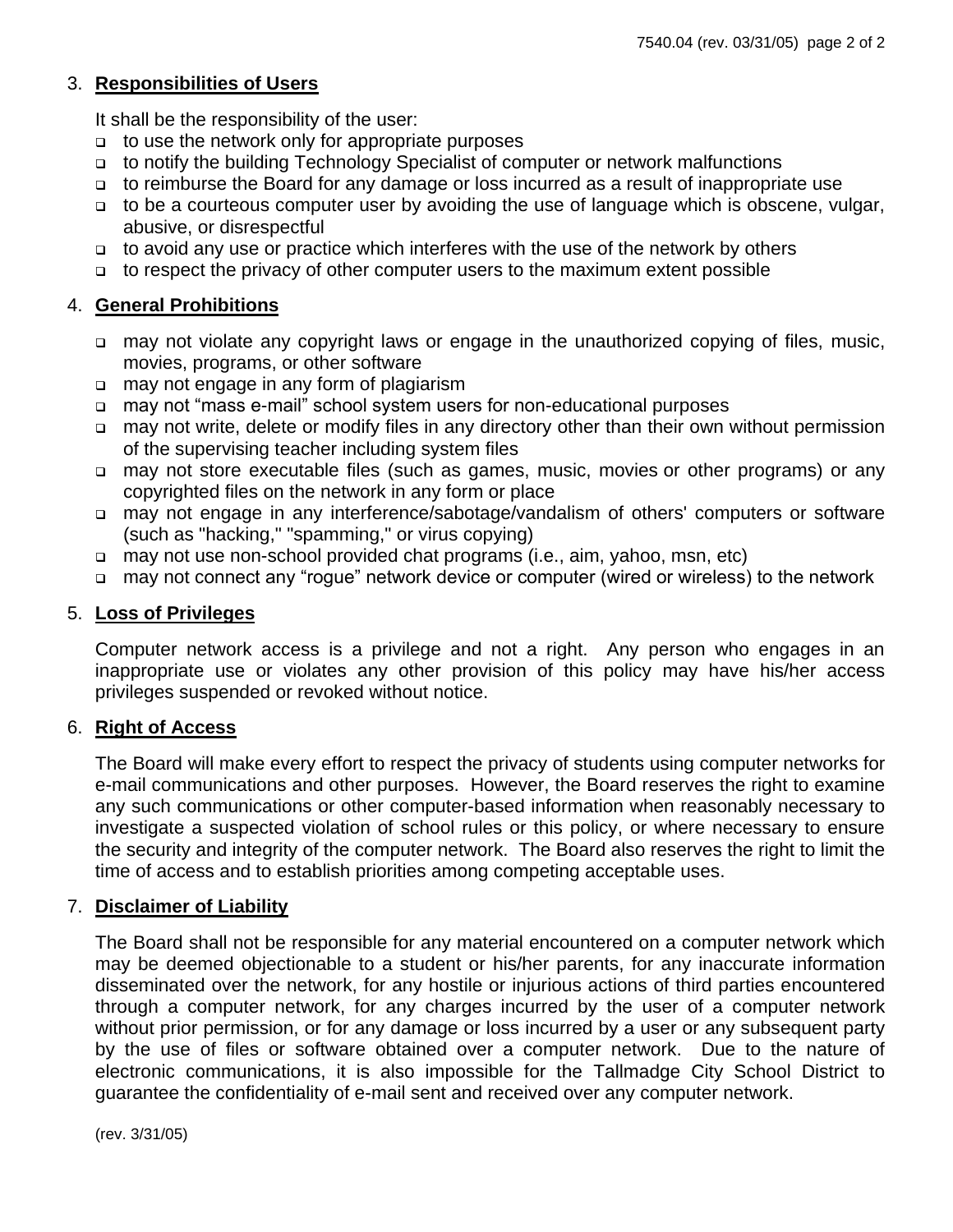3. **Responsibilities of Users**

   It shall be the responsibility of the user:

   - to use the network only for appropriate purposes
   - to notify the building Technology Specialist of computer or network malfunctions
   - to reimburse the Board for any damage or loss incurred as a result of inappropriate use
   - to be a courteous computer user by avoiding the use of language which is obscene, vulgar, abusive, or disrespectful
   - to avoid any use or practice which interferes with the use of the network by others
   - to respect the privacy of other computer users to the maximum extent possible

4. **General Prohibitions**

   - may not violate any copyright laws or engage in the unauthorized copying of files, music, movies, programs, or other software
   - may not engage in any form of plagiarism
   - may not "mass e-mail" school system users for non-educational purposes
   - may not write, delete or modify files in any directory other than their own without permission of the supervising teacher including system files
   - may not store executable files (such as games, music, movies or other programs) or any copyrighted files on the network in any form or place
   - may not engage in any interference/sabotage/vandalism of others' computers or software (such as "hacking," "spamming," or virus copying)
   - may not use non-school provided chat programs (i.e., aim, yahoo, msn, etc)
   - may not connect any "rogue" network device or computer (wired or wireless) to the network

5. **Loss of Privileges**

   Computer network access is a privilege and not a right. Any person who engages in an inappropriate use or violates any other provision of this policy may have his/her access privileges suspended or revoked without notice.

6. **Right of Access**

   The Board will make every effort to respect the privacy of students using computer networks for e-mail communications and other purposes. However, the Board reserves the right to examine any such communications or other computer-based information when reasonably necessary to investigate a suspected violation of school rules or this policy, or where necessary to ensure the security and integrity of the computer network. The Board also reserves the right to limit the time of access and to establish priorities among competing acceptable uses.

7. **Disclaimer of Liability**

   The Board shall not be responsible for any material encountered on a computer network which may be deemed objectionable to a student or his/her parents, for any inaccurate information disseminated over the network, for any hostile or injurious actions of third parties encountered through a computer network, for any charges incurred by the user of a computer network without prior permission, or for any damage or loss incurred by a user or any subsequent party by the use of files or software obtained over a computer network. Due to the nature of electronic communications, it is also impossible for the Tallmadge City School District to guarantee the confidentiality of e-mail sent and received over any computer network.

(rev. 3/31/05)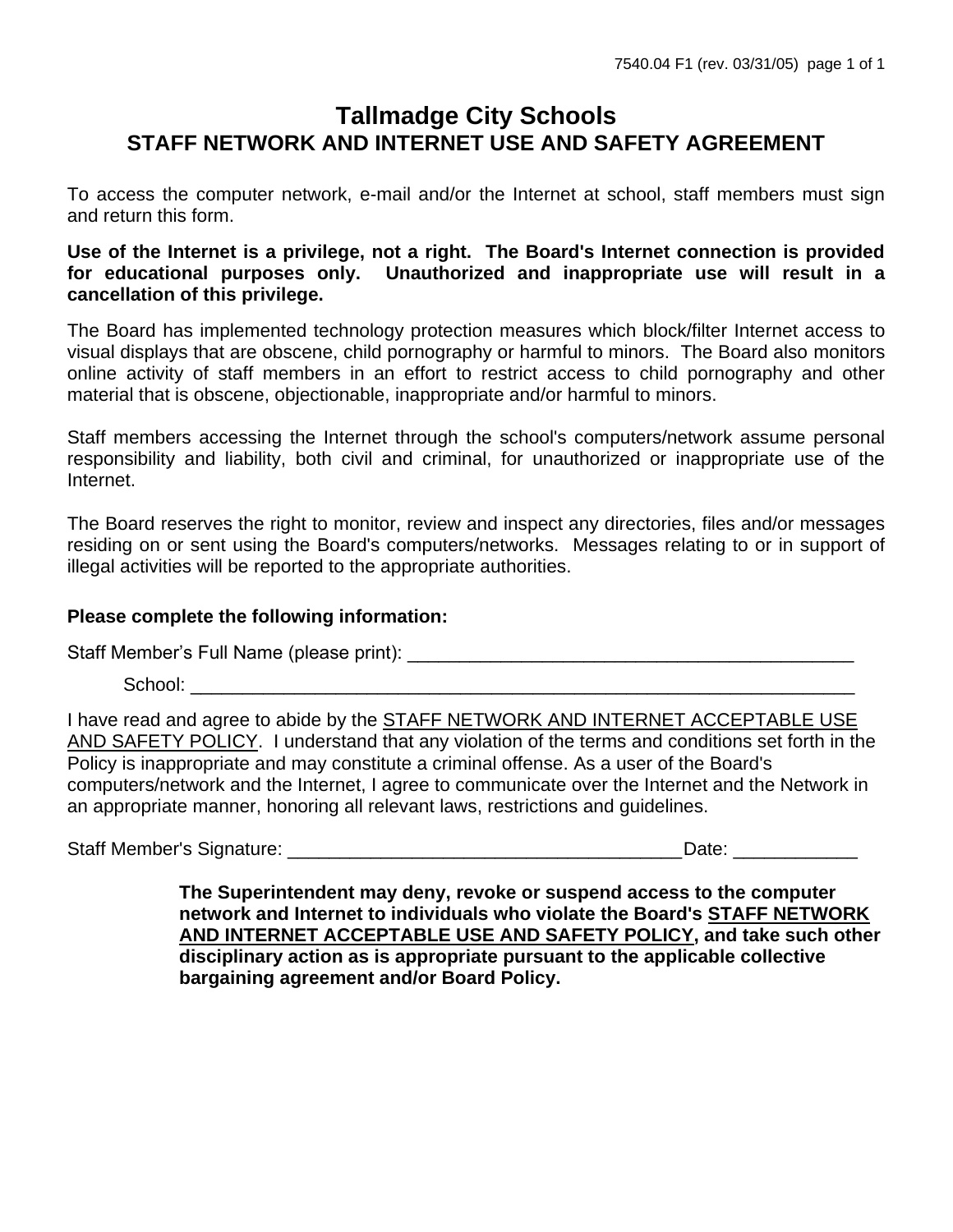# Tallmadge City Schools

## STAFF NETWORK AND INTERNET USE AND SAFETY AGREEMENT

To access the computer network, e-mail and/or the Internet at school, staff members must sign and return this form.

**Use of the Internet is a privilege, not a right. The Board's Internet connection is provided for educational purposes only. Unauthorized and inappropriate use will result in a cancellation of this privilege.**

The Board has implemented technology protection measures which block/filter Internet access to visual displays that are obscene, child pornography or harmful to minors. The Board also monitors online activity of staff members in an effort to restrict access to child pornography and other material that is obscene, objectionable, inappropriate and/or harmful to minors.

Staff members accessing the Internet through the school's computers/network assume personal responsibility and liability, both civil and criminal, for unauthorized or inappropriate use of the Internet.

The Board reserves the right to monitor, review and inspect any directories, files and/or messages residing on or sent using the Board's computers/networks. Messages relating to or in support of illegal activities will be reported to the appropriate authorities.

**Please complete the following information:**

Staff Member's Full Name (please print): _____________________________________________

School: ____________________________________________________________________

I have read and agree to abide by the STAFF NETWORK AND INTERNET ACCEPTABLE USE AND SAFETY POLICY. I understand that any violation of the terms and conditions set forth in the Policy is inappropriate and may constitute a criminal offense. As a user of the Board's computers/network and the Internet, I agree to communicate over the Internet and the Network in an appropriate manner, honoring all relevant laws, restrictions and guidelines.

Staff Member's Signature: ______________________________________ Date: ____________

**The Superintendent may deny, revoke or suspend access to the computer network and Internet to individuals who violate the Board's STAFF NETWORK AND INTERNET ACCEPTABLE USE AND SAFETY POLICY, and take such other disciplinary action as is appropriate pursuant to the applicable collective bargaining agreement and/or Board Policy.**